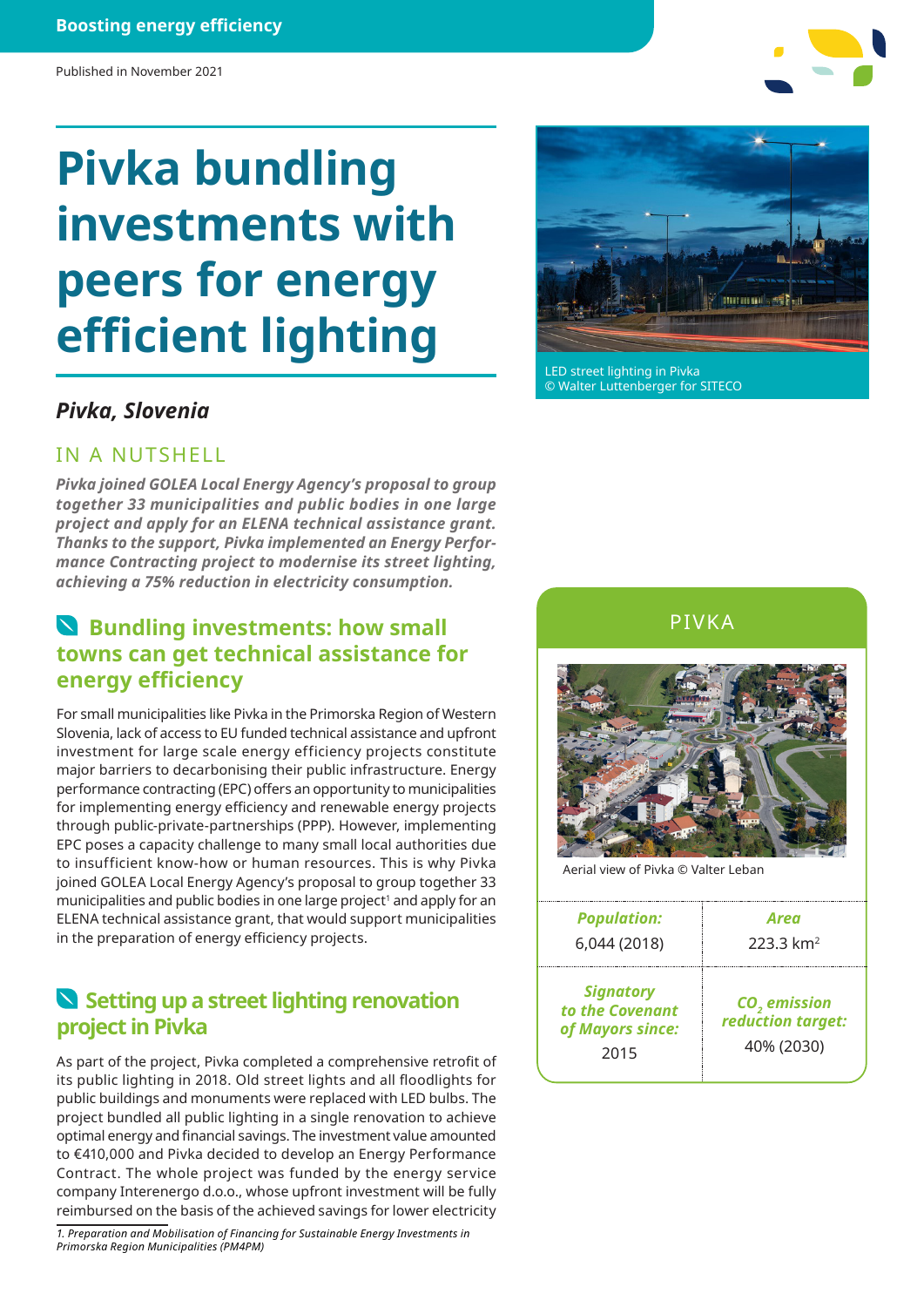Boosting energy efficiency

Published in November 2021

# Pivka bundling investments with peers for energy efficient lighting

LED street lighting in Pivka
© Walter Luttenberger for SITECO

### *Pivka, Slovenia*

## IN A NUTSHELL

***Pivka joined GOLEA Local Energy Agency's proposal to group together 33 municipalities and public bodies in one large project and apply for an ELENA technical assistance grant. Thanks to the support, Pivka implemented an Energy Performance Contracting project to modernise its street lighting, achieving a 75% reduction in electricity consumption.***

## PIVKA

Aerial view of Pivka © Valter Leban

| *Population:* | *Area* |
|---|---|
| 6,044 (2018) | 223.3 km$^2$ |
| *Signatory to the Covenant of Mayors since:* | *$CO_2$ emission reduction target:* |
| 2015 | 40% (2030) |

## Bundling investments: how small towns can get technical assistance for energy efficiency

For small municipalities like Pivka in the Primorska Region of Western Slovenia, lack of access to EU funded technical assistance and upfront investment for large scale energy efficiency projects constitute major barriers to decarbonising their public infrastructure. Energy performance contracting (EPC) offers an opportunity to municipalities for implementing energy efficiency and renewable energy projects through public-private-partnerships (PPP). However, implementing EPC poses a capacity challenge to many small local authorities due to insufficient know-how or human resources. This is why Pivka joined GOLEA Local Energy Agency's proposal to group together 33 municipalities and public bodies in one large project[1] and apply for an ELENA technical assistance grant, that would support municipalities in the preparation of energy efficiency projects.

## Setting up a street lighting renovation project in Pivka

As part of the project, Pivka completed a comprehensive retrofit of its public lighting in 2018. Old street lights and all floodlights for public buildings and monuments were replaced with LED bulbs. The project bundled all public lighting in a single renovation to achieve optimal energy and financial savings. The investment value amounted to €410,000 and Pivka decided to develop an Energy Performance Contract. The whole project was funded by the energy service company Interenergo d.o.o., whose upfront investment will be fully reimbursed on the basis of the achieved savings for lower electricity

*1. Preparation and Mobilisation of Financing for Sustainable Energy Investments in Primorska Region Municipalities (PM4PM)*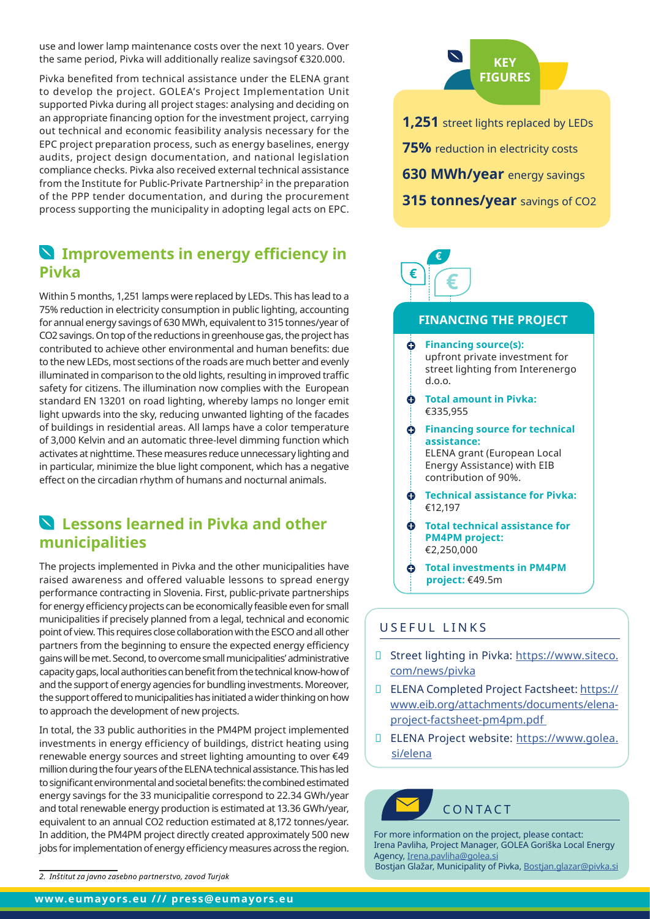use and lower lamp maintenance costs over the next 10 years. Over the same period, Pivka will additionally realize savingsof €320.000.

Pivka benefited from technical assistance under the ELENA grant to develop the project. GOLEA's Project Implementation Unit supported Pivka during all project stages: analysing and deciding on an appropriate financing option for the investment project, carrying out technical and economic feasibility analysis necessary for the EPC project preparation process, such as energy baselines, energy audits, project design documentation, and national legislation compliance checks. Pivka also received external technical assistance from the Institute for Public-Private Partnership[2] in the preparation of the PPP tender documentation, and during the procurement process supporting the municipality in adopting legal acts on EPC.

## Improvements in energy efficiency in Pivka

Within 5 months, 1,251 lamps were replaced by LEDs. This has lead to a 75% reduction in electricity consumption in public lighting, accounting for annual energy savings of 630 MWh, equivalent to 315 tonnes/year of $CO_2$ savings. On top of the reductions in greenhouse gas, the project has contributed to achieve other environmental and human benefits: due to the new LEDs, most sections of the roads are much better and evenly illuminated in comparison to the old lights, resulting in improved traffic safety for citizens. The illumination now complies with the European standard EN 13201 on road lighting, whereby lamps no longer emit light upwards into the sky, reducing unwanted lighting of the facades of buildings in residential areas. All lamps have a color temperature of 3,000 Kelvin and an automatic three-level dimming function which activates at nighttime. These measures reduce unnecessary lighting and in particular, minimize the blue light component, which has a negative effect on the circadian rhythm of humans and nocturnal animals.

## Lessons learned in Pivka and other municipalities

The projects implemented in Pivka and the other municipalities have raised awareness and offered valuable lessons to spread energy performance contracting in Slovenia. First, public-private partnerships for energy efficiency projects can be economically feasible even for small municipalities if precisely planned from a legal, technical and economic point of view. This requires close collaboration with the ESCO and all other partners from the beginning to ensure the expected energy efficiency gains will be met. Second, to overcome small municipalities' administrative capacity gaps, local authorities can benefit from the technical know-how of and the support of energy agencies for bundling investments. Moreover, the support offered to municipalities has initiated a wider thinking on how to approach the development of new projects.

In total, the 33 public authorities in the PM4PM project implemented investments in energy efficiency of buildings, district heating using renewable energy sources and street lighting amounting to over €49 million during the four years of the ELENA technical assistance. This has led to significant environmental and societal benefits: the combined estimated energy savings for the 33 municipalitie correspond to 22.34 GWh/year and total renewable energy production is estimated at 13.36 GWh/year, equivalent to an annual $CO_2$ reduction estimated at 8,172 tonnes/year. In addition, the PM4PM project directly created approximately 500 new jobs for implementation of energy efficiency measures across the region.

*2. Inštitut za javno zasebno partnerstvo, zavod Turjak*

### KEY FIGURES

**1,251** street lights replaced by LEDs

**75%** reduction in electricity costs

**630 MWh/year** energy savings

**315 tonnes/year** savings of $CO_2$

### FINANCING THE PROJECT

- **Financing source(s):** upfront private investment for street lighting from Interenergo d.o.o.
- **Total amount in Pivka:** €335,955
- **Financing source for technical assistance:** ELENA grant (European Local Energy Assistance) with EIB contribution of 90%.
- **Technical assistance for Pivka:** €12,197
- **Total technical assistance for PM4PM project:** €2,250,000
- **Total investments in PM4PM project:** €49.5m

### USEFUL LINKS

- Street lighting in Pivka: https://www.siteco.com/news/pivka
- ELENA Completed Project Factsheet: https://www.eib.org/attachments/documents/elena-project-factsheet-pm4pm.pdf
- ELENA Project website: https://www.golea.si/elena

### CONTACT

For more information on the project, please contact:
Irena Pavliha, Project Manager, GOLEA Goriška Local Energy Agency, Irena.pavliha@golea.si
Bostjan Glažar, Municipality of Pivka, Bostjan.glazar@pivka.si